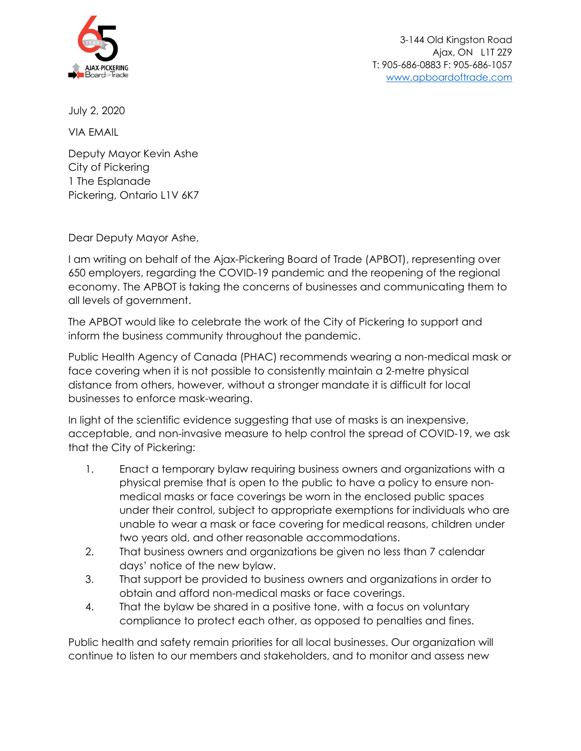AJAX-PICKERING Board of Trade

3-144 Old Kingston Road
Ajax, ON L1T 2Z9
T: 905-686-0883 F: 905-686-1057
www.apboardoftrade.com

July 2, 2020

VIA EMAIL

Deputy Mayor Kevin Ashe
City of Pickering
1 The Esplanade
Pickering, Ontario L1V 6K7

Dear Deputy Mayor Ashe,

I am writing on behalf of the Ajax-Pickering Board of Trade (APBOT), representing over 650 employers, regarding the COVID-19 pandemic and the reopening of the regional economy. The APBOT is taking the concerns of businesses and communicating them to all levels of government.

The APBOT would like to celebrate the work of the City of Pickering to support and inform the business community throughout the pandemic.

Public Health Agency of Canada (PHAC) recommends wearing a non-medical mask or face covering when it is not possible to consistently maintain a 2-metre physical distance from others, however, without a stronger mandate it is difficult for local businesses to enforce mask-wearing.

In light of the scientific evidence suggesting that use of masks is an inexpensive, acceptable, and non-invasive measure to help control the spread of COVID-19, we ask that the City of Pickering:

1. Enact a temporary bylaw requiring business owners and organizations with a physical premise that is open to the public to have a policy to ensure non-medical masks or face coverings be worn in the enclosed public spaces under their control, subject to appropriate exemptions for individuals who are unable to wear a mask or face covering for medical reasons, children under two years old, and other reasonable accommodations.
2. That business owners and organizations be given no less than 7 calendar days' notice of the new bylaw.
3. That support be provided to business owners and organizations in order to obtain and afford non-medical masks or face coverings.
4. That the bylaw be shared in a positive tone, with a focus on voluntary compliance to protect each other, as opposed to penalties and fines.

Public health and safety remain priorities for all local businesses. Our organization will continue to listen to our members and stakeholders, and to monitor and assess new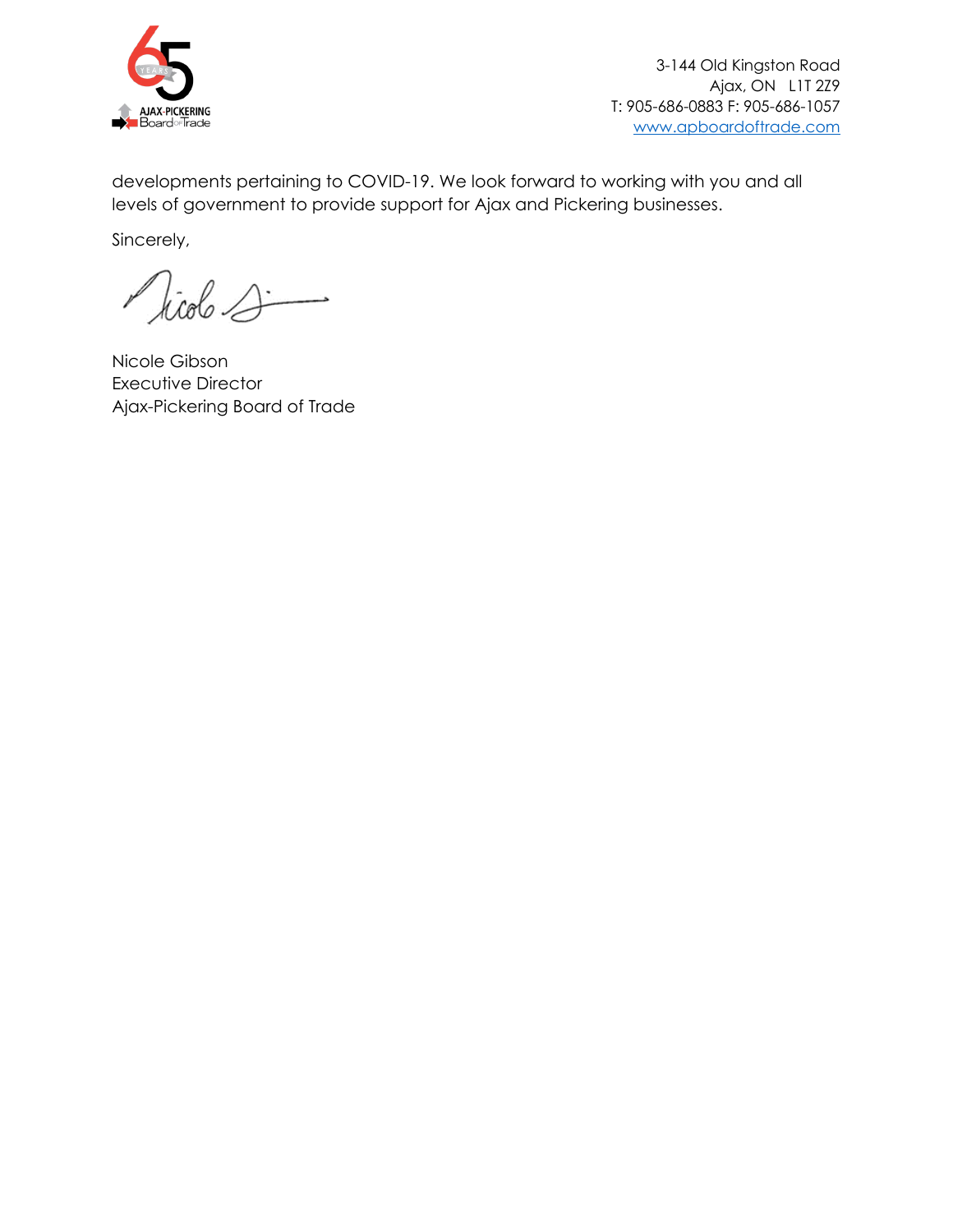3-144 Old Kingston Road
Ajax, ON L1T 2Z9
T: 905-686-0883 F: 905-686-1057
www.apboardoftrade.com

developments pertaining to COVID-19. We look forward to working with you and all levels of government to provide support for Ajax and Pickering businesses.

Sincerely,

Nicole Gibson
Executive Director
Ajax-Pickering Board of Trade